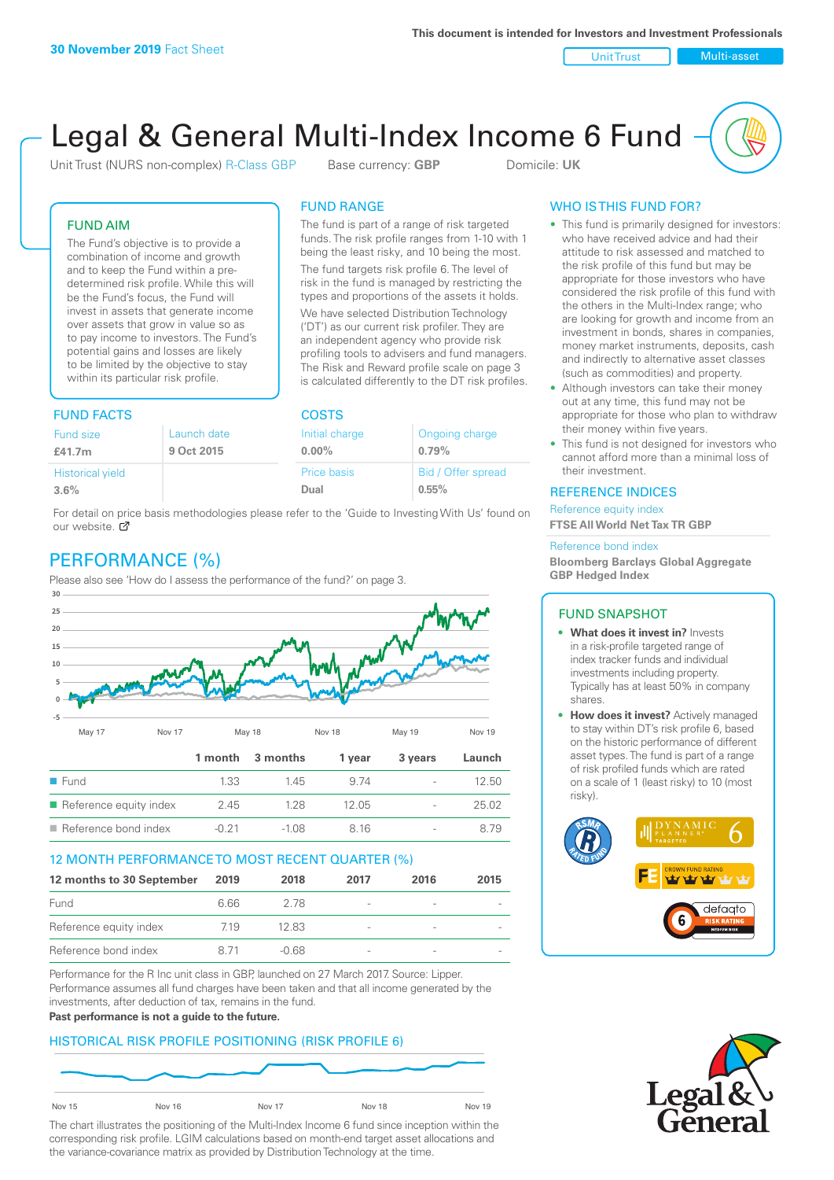**30 November 2019** Fact Sheet

This document is intended for Investors and Investment Professionals

Unit Trust | Multi-asset

# Legal & General Multi-Index Income 6 Fund

Unit Trust (NURS non-complex) R-Class GBP    Base currency: **GBP**    Domicile: **UK**

## FUND AIM

The Fund's objective is to provide a combination of income and growth and to keep the Fund within a pre-determined risk profile. While this will be the Fund's focus, the Fund will invest in assets that generate income over assets that grow in value so as to pay income to investors. The Fund's potential gains and losses are likely to be limited by the objective to stay within its particular risk profile.

## FUND RANGE

The fund is part of a range of risk targeted funds. The risk profile ranges from 1-10 with 1 being the least risky, and 10 being the most.

The fund targets risk profile 6. The level of risk in the fund is managed by restricting the types and proportions of the assets it holds.

We have selected Distribution Technology ('DT') as our current risk profiler. They are an independent agency who provide risk profiling tools to advisers and fund managers. The Risk and Reward profile scale on page 3 is calculated differently to the DT risk profiles.

## WHO IS THIS FUND FOR?

- This fund is primarily designed for investors: who have received advice and had their attitude to risk assessed and matched to the risk profile of this fund but may be appropriate for those investors who have considered the risk profile of this fund with the others in the Multi-Index range; who are looking for growth and income from an investment in bonds, shares in companies, money market instruments, deposits, cash and indirectly to alternative asset classes (such as commodities) and property.
- Although investors can take their money out at any time, this fund may not be appropriate for those who plan to withdraw their money within five years.
- This fund is not designed for investors who cannot afford more than a minimal loss of their investment.

## FUND FACTS

| Fund size | Launch date |
|---|---|
| **£41.7m** | **9 Oct 2015** |
| Historical yield | |
| **3.6%** | |

## COSTS

| Initial charge | Ongoing charge |
|---|---|
| **0.00%** | **0.79%** |
| Price basis | Bid / Offer spread |
| **Dual** | **0.55%** |

For detail on price basis methodologies please refer to the 'Guide to Investing With Us' found on our website.

## REFERENCE INDICES

Reference equity index

**FTSE All World Net Tax TR GBP**

Reference bond index

**Bloomberg Barclays Global Aggregate GBP Hedged Index**

## PERFORMANCE (%)

Please also see 'How do I assess the performance of the fund?' on page 3.

| | 1 month | 3 months | 1 year | 3 years | Launch |
|---|---|---|---|---|---|
| Fund | 1.33 | 1.45 | 9.74 | - | 12.50 |
| Reference equity index | 2.45 | 1.28 | 12.05 | - | 25.02 |
| Reference bond index | -0.21 | -1.08 | 8.16 | - | 8.79 |

## 12 MONTH PERFORMANCE TO MOST RECENT QUARTER (%)

| 12 months to 30 September | 2019 | 2018 | 2017 | 2016 | 2015 |
|---|---|---|---|---|---|
| Fund | 6.66 | 2.78 | - | - | - |
| Reference equity index | 7.19 | 12.83 | - | - | - |
| Reference bond index | 8.71 | -0.68 | - | - | - |

Performance for the R Inc unit class in GBP, launched on 27 March 2017. Source: Lipper. Performance assumes all fund charges have been taken and that all income generated by the investments, after deduction of tax, remains in the fund.

**Past performance is not a guide to the future.**

## FUND SNAPSHOT

- **What does it invest in?** Invests in a risk-profile targeted range of index tracker funds and individual investments including property. Typically has at least 50% in company shares.
- **How does it invest?** Actively managed to stay within DT's risk profile 6, based on the historic performance of different asset types. The fund is part of a range of risk profiled funds which are rated on a scale of 1 (least risky) to 10 (most risky).

## HISTORICAL RISK PROFILE POSITIONING (RISK PROFILE 6)

The chart illustrates the positioning of the Multi-Index Income 6 fund since inception within the corresponding risk profile. LGIM calculations based on month-end target asset allocations and the variance-covariance matrix as provided by Distribution Technology at the time.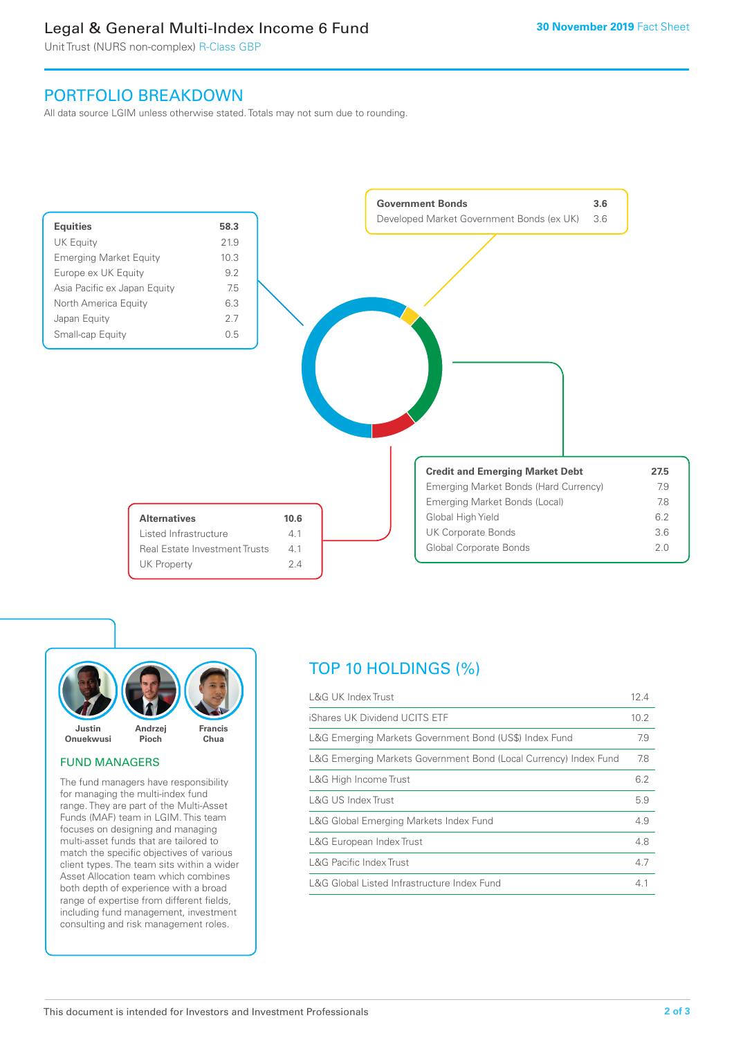# Legal & General Multi-Index Income 6 Fund

Unit Trust (NURS non-complex) R-Class GBP

30 November 2019 Fact Sheet

## PORTFOLIO BREAKDOWN

All data source LGIM unless otherwise stated. Totals may not sum due to rounding.

| **Equities** | **58.3** |
|---|---|
| UK Equity | 21.9 |
| Emerging Market Equity | 10.3 |
| Europe ex UK Equity | 9.2 |
| Asia Pacific ex Japan Equity | 7.5 |
| North America Equity | 6.3 |
| Japan Equity | 2.7 |
| Small-cap Equity | 0.5 |

| **Government Bonds** | **3.6** |
|---|---|
| Developed Market Government Bonds (ex UK) | 3.6 |

| **Credit and Emerging Market Debt** | **27.5** |
|---|---|
| Emerging Market Bonds (Hard Currency) | 7.9 |
| Emerging Market Bonds (Local) | 7.8 |
| Global High Yield | 6.2 |
| UK Corporate Bonds | 3.6 |
| Global Corporate Bonds | 2.0 |

| **Alternatives** | **10.6** |
|---|---|
| Listed Infrastructure | 4.1 |
| Real Estate Investment Trusts | 4.1 |
| UK Property | 2.4 |

Justin Onuekwusi, Andrzej Pioch, Francis Chua

## FUND MANAGERS

The fund managers have responsibility for managing the multi-index fund range. They are part of the Multi-Asset Funds (MAF) team in LGIM. This team focuses on designing and managing multi-asset funds that are tailored to match the specific objectives of various client types. The team sits within a wider Asset Allocation team which combines both depth of experience with a broad range of expertise from different fields, including fund management, investment consulting and risk management roles.

## TOP 10 HOLDINGS (%)

| Holding | % |
|---|---|
| L&G UK Index Trust | 12.4 |
| iShares UK Dividend UCITS ETF | 10.2 |
| L&G Emerging Markets Government Bond (US$) Index Fund | 7.9 |
| L&G Emerging Markets Government Bond (Local Currency) Index Fund | 7.8 |
| L&G High Income Trust | 6.2 |
| L&G US Index Trust | 5.9 |
| L&G Global Emerging Markets Index Fund | 4.9 |
| L&G European Index Trust | 4.8 |
| L&G Pacific Index Trust | 4.7 |
| L&G Global Listed Infrastructure Index Fund | 4.1 |

This document is intended for Investors and Investment Professionals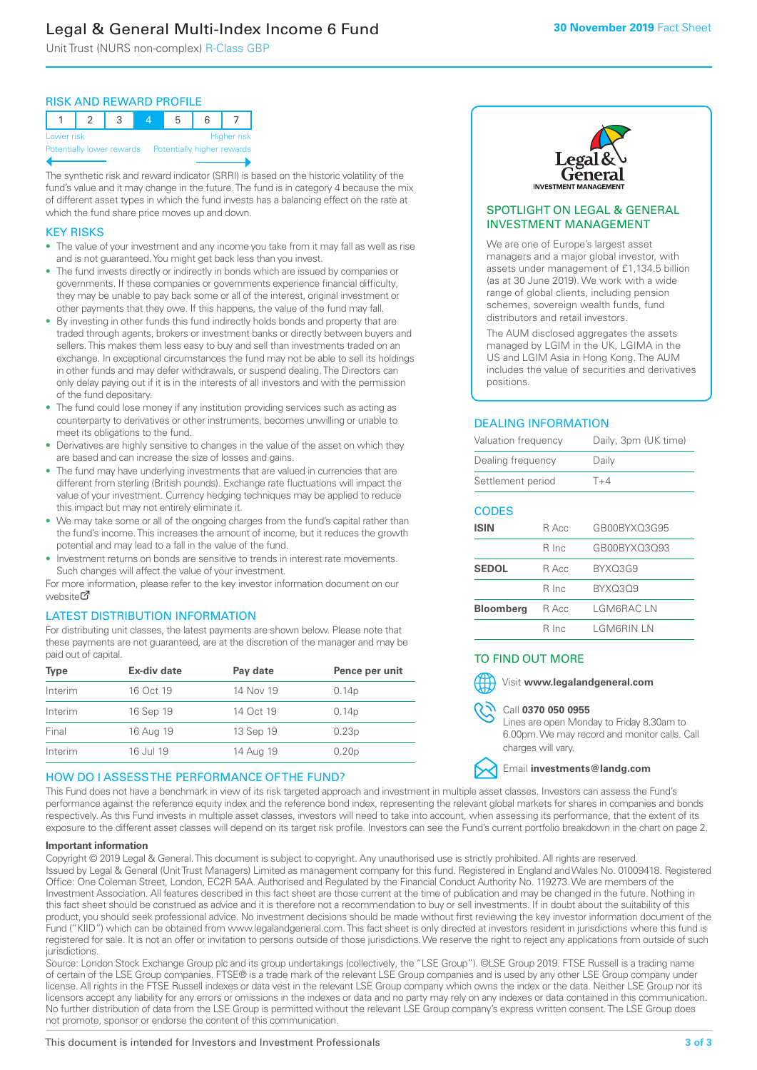# Legal & General Multi-Index Income 6 Fund

Unit Trust (NURS non-complex) R-Class GBP

**30 November 2019** Fact Sheet

## RISK AND REWARD PROFILE

| 1 | 2 | 3 | 4 | 5 | 6 | 7 |
|---|---|---|---|---|---|---|

Lower risk — Higher risk

Potentially lower rewards — Potentially higher rewards

The synthetic risk and reward indicator (SRRI) is based on the historic volatility of the fund's value and it may change in the future. The fund is in category 4 because the mix of different asset types in which the fund invests has a balancing effect on the rate at which the fund share price moves up and down.

## KEY RISKS

- The value of your investment and any income you take from it may fall as well as rise and is not guaranteed. You might get back less than you invest.
- The fund invests directly or indirectly in bonds which are issued by companies or governments. If these companies or governments experience financial difficulty, they may be unable to pay back some or all of the interest, original investment or other payments that they owe. If this happens, the value of the fund may fall.
- By investing in other funds this fund indirectly holds bonds and property that are traded through agents, brokers or investment banks or directly between buyers and sellers. This makes them less easy to buy and sell than investments traded on an exchange. In exceptional circumstances the fund may not be able to sell its holdings in other funds and may defer withdrawals, or suspend dealing. The Directors can only delay paying out if it is in the interests of all investors and with the permission of the fund depositary.
- The fund could lose money if any institution providing services such as acting as counterparty to derivatives or other instruments, becomes unwilling or unable to meet its obligations to the fund.
- Derivatives are highly sensitive to changes in the value of the asset on which they are based and can increase the size of losses and gains.
- The fund may have underlying investments that are valued in currencies that are different from sterling (British pounds). Exchange rate fluctuations will impact the value of your investment. Currency hedging techniques may be applied to reduce this impact but may not entirely eliminate it.
- We may take some or all of the ongoing charges from the fund's capital rather than the fund's income. This increases the amount of income, but it reduces the growth potential and may lead to a fall in the value of the fund.
- Investment returns on bonds are sensitive to trends in interest rate movements. Such changes will affect the value of your investment.

For more information, please refer to the key investor information document on our website

## LATEST DISTRIBUTION INFORMATION

For distributing unit classes, the latest payments are shown below. Please note that these payments are not guaranteed, are at the discretion of the manager and may be paid out of capital.

| Type | Ex-div date | Pay date | Pence per unit |
|---|---|---|---|
| Interim | 16 Oct 19 | 14 Nov 19 | 0.14p |
| Interim | 16 Sep 19 | 14 Oct 19 | 0.14p |
| Final | 16 Aug 19 | 13 Sep 19 | 0.23p |
| Interim | 16 Jul 19 | 14 Aug 19 | 0.20p |

## SPOTLIGHT ON LEGAL & GENERAL INVESTMENT MANAGEMENT

We are one of Europe's largest asset managers and a major global investor, with assets under management of £1,134.5 billion (as at 30 June 2019). We work with a wide range of global clients, including pension schemes, sovereign wealth funds, fund distributors and retail investors.

The AUM disclosed aggregates the assets managed by LGIM in the UK, LGIMA in the US and LGIM Asia in Hong Kong. The AUM includes the value of securities and derivatives positions.

## DEALING INFORMATION

| | |
|---|---|
| Valuation frequency | Daily, 3pm (UK time) |
| Dealing frequency | Daily |
| Settlement period | T+4 |

## CODES

| | | |
|---|---|---|
| **ISIN** | R Acc | GB00BYXQ3G95 |
| | R Inc | GB00BYXQ3Q93 |
| **SEDOL** | R Acc | BYXQ3G9 |
| | R Inc | BYXQ3Q9 |
| **Bloomberg** | R Acc | LGM6RAC LN |
| | R Inc | LGM6RIN LN |

## TO FIND OUT MORE

Visit **www.legalandgeneral.com**

Call **0370 050 0955**
Lines are open Monday to Friday 8.30am to 6.00pm. We may record and monitor calls. Call charges will vary.

Email **investments@landg.com**

## HOW DO I ASSESS THE PERFORMANCE OF THE FUND?

This Fund does not have a benchmark in view of its risk targeted approach and investment in multiple asset classes. Investors can assess the Fund's performance against the reference equity index and the reference bond index, representing the relevant global markets for shares in companies and bonds respectively. As this Fund invests in multiple asset classes, investors will need to take into account, when assessing its performance, that the extent of its exposure to the different asset classes will depend on its target risk profile. Investors can see the Fund's current portfolio breakdown in the chart on page 2.

#### Important information

Copyright © 2019 Legal & General. This document is subject to copyright. Any unauthorised use is strictly prohibited. All rights are reserved.
Issued by Legal & General (Unit Trust Managers) Limited as management company for this fund. Registered in England and Wales No. 01009418. Registered Office: One Coleman Street, London, EC2R 5AA. Authorised and Regulated by the Financial Conduct Authority No. 119273. We are members of the Investment Association. All features described in this fact sheet are those current at the time of publication and may be changed in the future. Nothing in this fact sheet should be construed as advice and it is therefore not a recommendation to buy or sell investments. If in doubt about the suitability of this product, you should seek professional advice. No investment decisions should be made without first reviewing the key investor information document of the Fund ("KIID") which can be obtained from www.legalandgeneral.com. This fact sheet is only directed at investors resident in jurisdictions where this fund is registered for sale. It is not an offer or invitation to persons outside of those jurisdictions. We reserve the right to reject any applications from outside of such jurisdictions.
Source: London Stock Exchange Group plc and its group undertakings (collectively, the "LSE Group"). ©LSE Group 2019. FTSE Russell is a trading name of certain of the LSE Group companies. FTSE® is a trade mark of the relevant LSE Group companies and is used by any other LSE Group company under license. All rights in the FTSE Russell indexes or data vest in the relevant LSE Group company which owns the index or the data. Neither LSE Group nor its licensors accept any liability for any errors or omissions in the indexes or data and no party may rely on any indexes or data contained in this communication. No further distribution of data from the LSE Group is permitted without the relevant LSE Group company's express written consent. The LSE Group does not promote, sponsor or endorse the content of this communication.

This document is intended for Investors and Investment Professionals